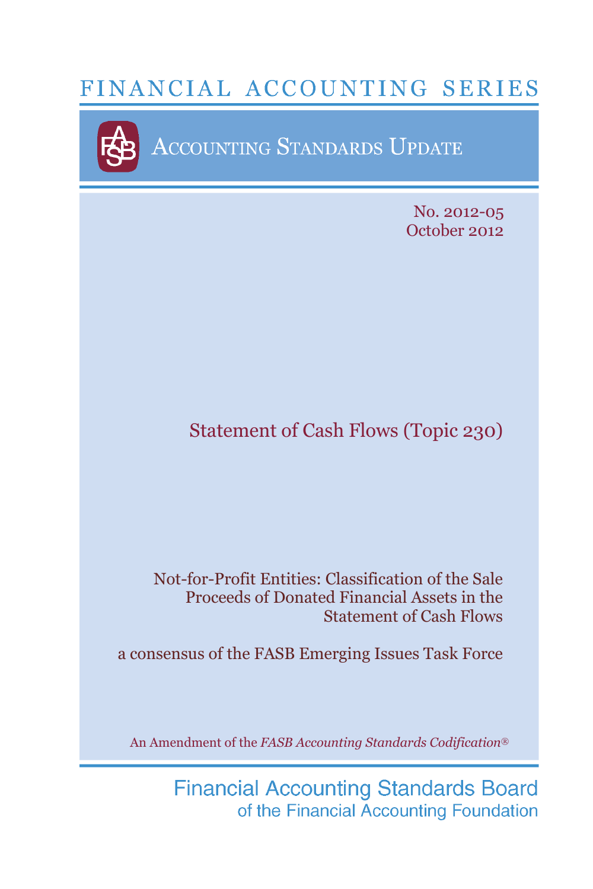# FINANCIAL ACCOUNTING SERIES

## ACCOUNTING STANDARDS UPDATE

No. 2012-05
October 2012

# Statement of Cash Flows (Topic 230)

## Not-for-Profit Entities: Classification of the Sale Proceeds of Donated Financial Assets in the Statement of Cash Flows

a consensus of the FASB Emerging Issues Task Force

An Amendment of the *FASB Accounting Standards Codification®*

Financial Accounting Standards Board
of the Financial Accounting Foundation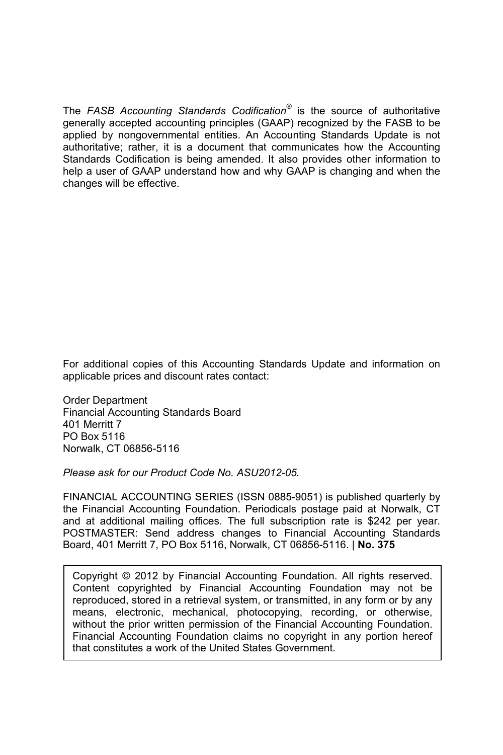The *FASB Accounting Standards Codification*® is the source of authoritative generally accepted accounting principles (GAAP) recognized by the FASB to be applied by nongovernmental entities. An Accounting Standards Update is not authoritative; rather, it is a document that communicates how the Accounting Standards Codification is being amended. It also provides other information to help a user of GAAP understand how and why GAAP is changing and when the changes will be effective.

For additional copies of this Accounting Standards Update and information on applicable prices and discount rates contact:

Order Department  
Financial Accounting Standards Board  
401 Merritt 7  
PO Box 5116  
Norwalk, CT 06856-5116

*Please ask for our Product Code No. ASU2012-05.*

FINANCIAL ACCOUNTING SERIES (ISSN 0885-9051) is published quarterly by the Financial Accounting Foundation. Periodicals postage paid at Norwalk, CT and at additional mailing offices. The full subscription rate is $242 per year. POSTMASTER: Send address changes to Financial Accounting Standards Board, 401 Merritt 7, PO Box 5116, Norwalk, CT 06856-5116. | **No. 375**

Copyright © 2012 by Financial Accounting Foundation. All rights reserved. Content copyrighted by Financial Accounting Foundation may not be reproduced, stored in a retrieval system, or transmitted, in any form or by any means, electronic, mechanical, photocopying, recording, or otherwise, without the prior written permission of the Financial Accounting Foundation. Financial Accounting Foundation claims no copyright in any portion hereof that constitutes a work of the United States Government.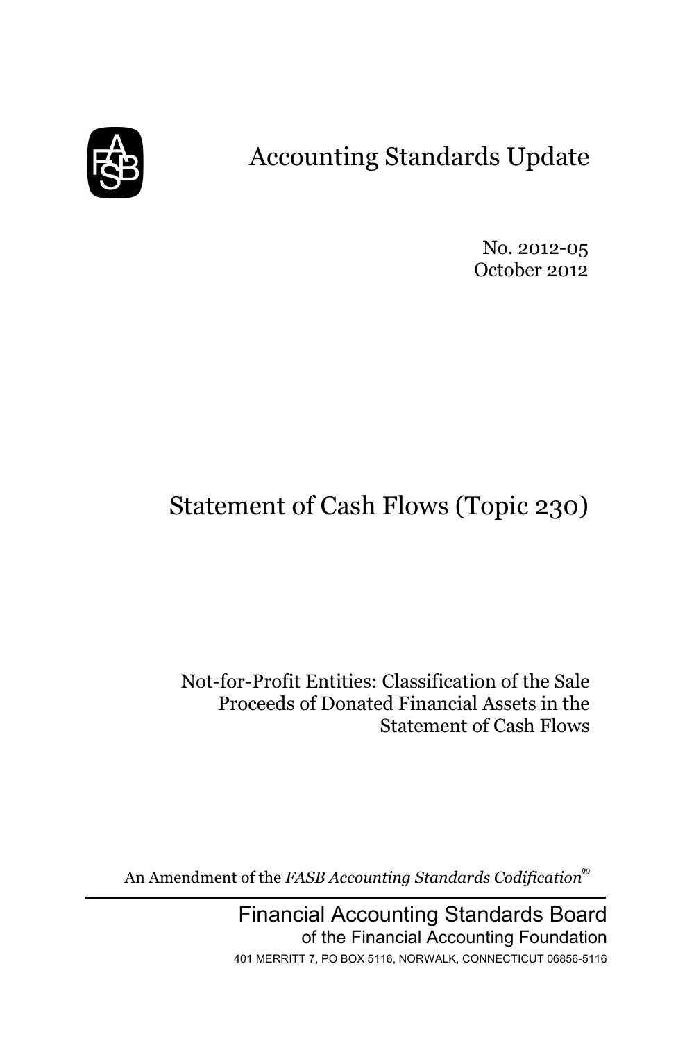# Accounting Standards Update

No. 2012-05
October 2012

# Statement of Cash Flows (Topic 230)

## Not-for-Profit Entities: Classification of the Sale Proceeds of Donated Financial Assets in the Statement of Cash Flows

An Amendment of the *FASB Accounting Standards Codification*®

Financial Accounting Standards Board
of the Financial Accounting Foundation
401 MERRITT 7, PO BOX 5116, NORWALK, CONNECTICUT 06856-5116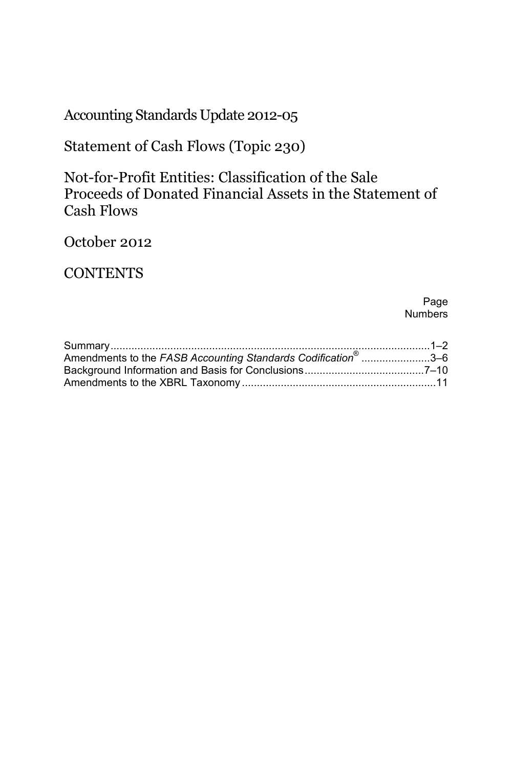# Accounting Standards Update 2012-05

## Statement of Cash Flows (Topic 230)

## Not-for-Profit Entities: Classification of the Sale Proceeds of Donated Financial Assets in the Statement of Cash Flows

October 2012

## CONTENTS

| | Page Numbers |
|---|---|
| Summary | 1–2 |
| Amendments to the *FASB Accounting Standards Codification*® | 3–6 |
| Background Information and Basis for Conclusions | 7–10 |
| Amendments to the XBRL Taxonomy | 11 |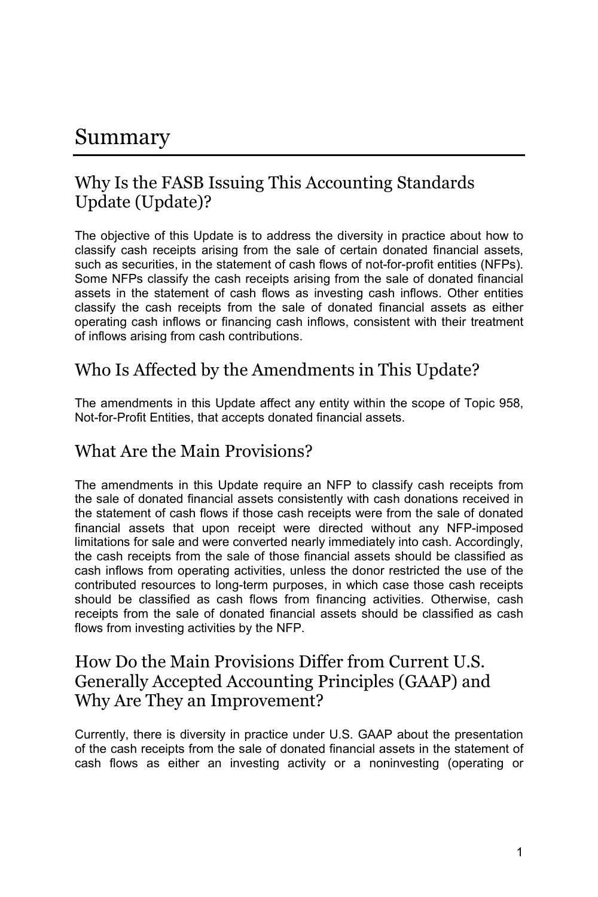# Summary

## Why Is the FASB Issuing This Accounting Standards Update (Update)?

The objective of this Update is to address the diversity in practice about how to classify cash receipts arising from the sale of certain donated financial assets, such as securities, in the statement of cash flows of not-for-profit entities (NFPs). Some NFPs classify the cash receipts arising from the sale of donated financial assets in the statement of cash flows as investing cash inflows. Other entities classify the cash receipts from the sale of donated financial assets as either operating cash inflows or financing cash inflows, consistent with their treatment of inflows arising from cash contributions.

## Who Is Affected by the Amendments in This Update?

The amendments in this Update affect any entity within the scope of Topic 958, Not-for-Profit Entities, that accepts donated financial assets.

## What Are the Main Provisions?

The amendments in this Update require an NFP to classify cash receipts from the sale of donated financial assets consistently with cash donations received in the statement of cash flows if those cash receipts were from the sale of donated financial assets that upon receipt were directed without any NFP-imposed limitations for sale and were converted nearly immediately into cash. Accordingly, the cash receipts from the sale of those financial assets should be classified as cash inflows from operating activities, unless the donor restricted the use of the contributed resources to long-term purposes, in which case those cash receipts should be classified as cash flows from financing activities. Otherwise, cash receipts from the sale of donated financial assets should be classified as cash flows from investing activities by the NFP.

## How Do the Main Provisions Differ from Current U.S. Generally Accepted Accounting Principles (GAAP) and Why Are They an Improvement?

Currently, there is diversity in practice under U.S. GAAP about the presentation of the cash receipts from the sale of donated financial assets in the statement of cash flows as either an investing activity or a noninvesting (operating or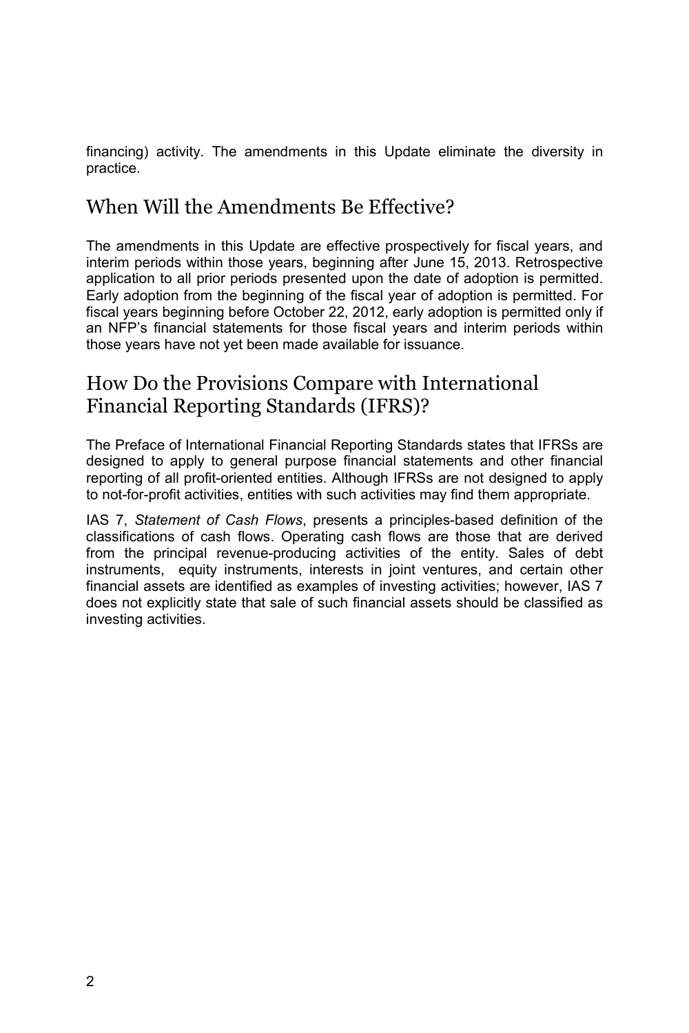financing) activity. The amendments in this Update eliminate the diversity in practice.

## When Will the Amendments Be Effective?

The amendments in this Update are effective prospectively for fiscal years, and interim periods within those years, beginning after June 15, 2013. Retrospective application to all prior periods presented upon the date of adoption is permitted. Early adoption from the beginning of the fiscal year of adoption is permitted. For fiscal years beginning before October 22, 2012, early adoption is permitted only if an NFP's financial statements for those fiscal years and interim periods within those years have not yet been made available for issuance.

## How Do the Provisions Compare with International Financial Reporting Standards (IFRS)?

The Preface of International Financial Reporting Standards states that IFRSs are designed to apply to general purpose financial statements and other financial reporting of all profit-oriented entities. Although IFRSs are not designed to apply to not-for-profit activities, entities with such activities may find them appropriate.

IAS 7, *Statement of Cash Flows*, presents a principles-based definition of the classifications of cash flows. Operating cash flows are those that are derived from the principal revenue-producing activities of the entity. Sales of debt instruments, equity instruments, interests in joint ventures, and certain other financial assets are identified as examples of investing activities; however, IAS 7 does not explicitly state that sale of such financial assets should be classified as investing activities.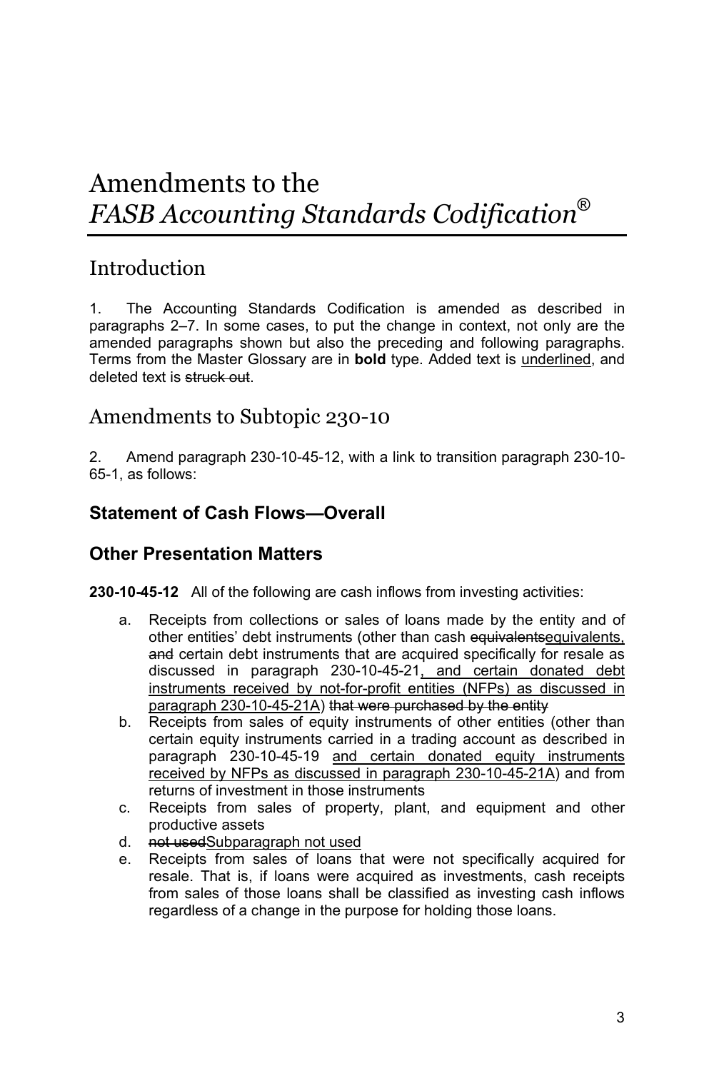# Amendments to the *FASB Accounting Standards Codification*®

## Introduction

1. The Accounting Standards Codification is amended as described in paragraphs 2–7. In some cases, to put the change in context, not only are the amended paragraphs shown but also the preceding and following paragraphs. Terms from the Master Glossary are in **bold** type. Added text is <u>underlined</u>, and deleted text is ~~struck out~~.

## Amendments to Subtopic 230-10

2. Amend paragraph 230-10-45-12, with a link to transition paragraph 230-10-65-1, as follows:

### Statement of Cash Flows—Overall

### Other Presentation Matters

**230-10-45-12** All of the following are cash inflows from investing activities:

a. Receipts from collections or sales of loans made by the entity and of other entities' debt instruments (other than cash ~~equivalents~~<u>equivalents,</u> ~~and~~ certain debt instruments that are acquired specifically for resale as discussed in paragraph 230-10-45-21<u>, and certain donated debt instruments received by not-for-profit entities (NFPs) as discussed in paragraph 230-10-45-21A</u>) ~~that were purchased by the entity~~

b. Receipts from sales of equity instruments of other entities (other than certain equity instruments carried in a trading account as described in paragraph 230-10-45-19 <u>and certain donated equity instruments received by NFPs as discussed in paragraph 230-10-45-21A</u>) and from returns of investment in those instruments

c. Receipts from sales of property, plant, and equipment and other productive assets

d. ~~not used~~<u>Subparagraph not used</u>

e. Receipts from sales of loans that were not specifically acquired for resale. That is, if loans were acquired as investments, cash receipts from sales of those loans shall be classified as investing cash inflows regardless of a change in the purpose for holding those loans.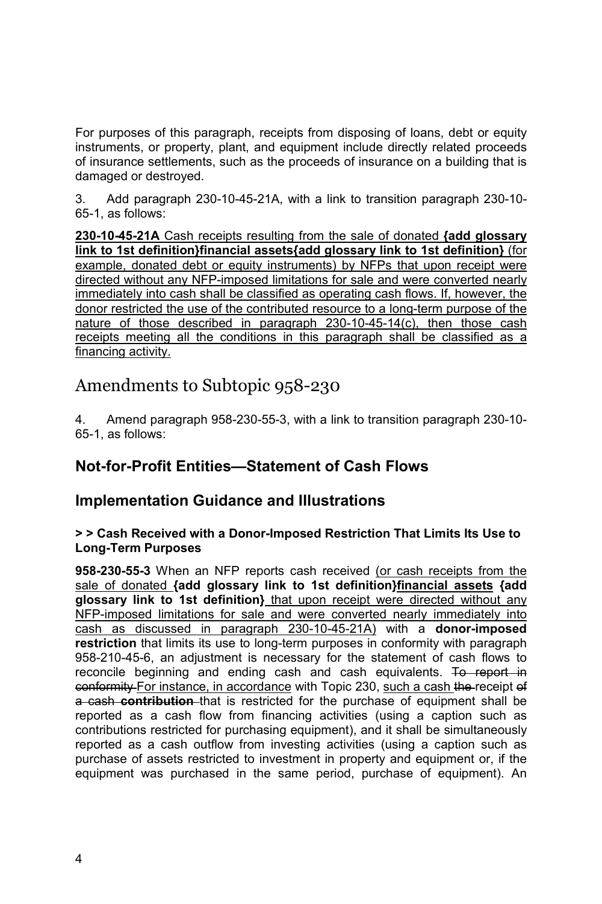For purposes of this paragraph, receipts from disposing of loans, debt or equity instruments, or property, plant, and equipment include directly related proceeds of insurance settlements, such as the proceeds of insurance on a building that is damaged or destroyed.

3. Add paragraph 230-10-45-21A, with a link to transition paragraph 230-10-65-1, as follows:

**230-10-45-21A** Cash receipts resulting from the sale of donated **{add glossary link to 1st definition}financial assets{add glossary link to 1st definition}** (for example, donated debt or equity instruments) by NFPs that upon receipt were directed without any NFP-imposed limitations for sale and were converted nearly immediately into cash shall be classified as operating cash flows. If, however, the donor restricted the use of the contributed resource to a long-term purpose of the nature of those described in paragraph 230-10-45-14(c), then those cash receipts meeting all the conditions in this paragraph shall be classified as a financing activity.

# Amendments to Subtopic 958-230

4. Amend paragraph 958-230-55-3, with a link to transition paragraph 230-10-65-1, as follows:

## Not-for-Profit Entities—Statement of Cash Flows

## Implementation Guidance and Illustrations

**> > Cash Received with a Donor-Imposed Restriction That Limits Its Use to Long-Term Purposes**

**958-230-55-3** When an NFP reports cash received (or cash receipts from the sale of donated **{add glossary link to 1st definition}financial assets {add glossary link to 1st definition}** that upon receipt were directed without any NFP-imposed limitations for sale and were converted nearly immediately into cash as discussed in paragraph 230-10-45-21A) with a **donor-imposed restriction** that limits its use to long-term purposes in conformity with paragraph 958-210-45-6, an adjustment is necessary for the statement of cash flows to reconcile beginning and ending cash and cash equivalents. ~~To report in conformity~~ For instance, in accordance with Topic 230, such a cash ~~the~~ receipt ~~of a cash~~ ~~**contribution**~~ that is restricted for the purchase of equipment shall be reported as a cash flow from financing activities (using a caption such as contributions restricted for purchasing equipment), and it shall be simultaneously reported as a cash outflow from investing activities (using a caption such as purchase of assets restricted to investment in property and equipment or, if the equipment was purchased in the same period, purchase of equipment). An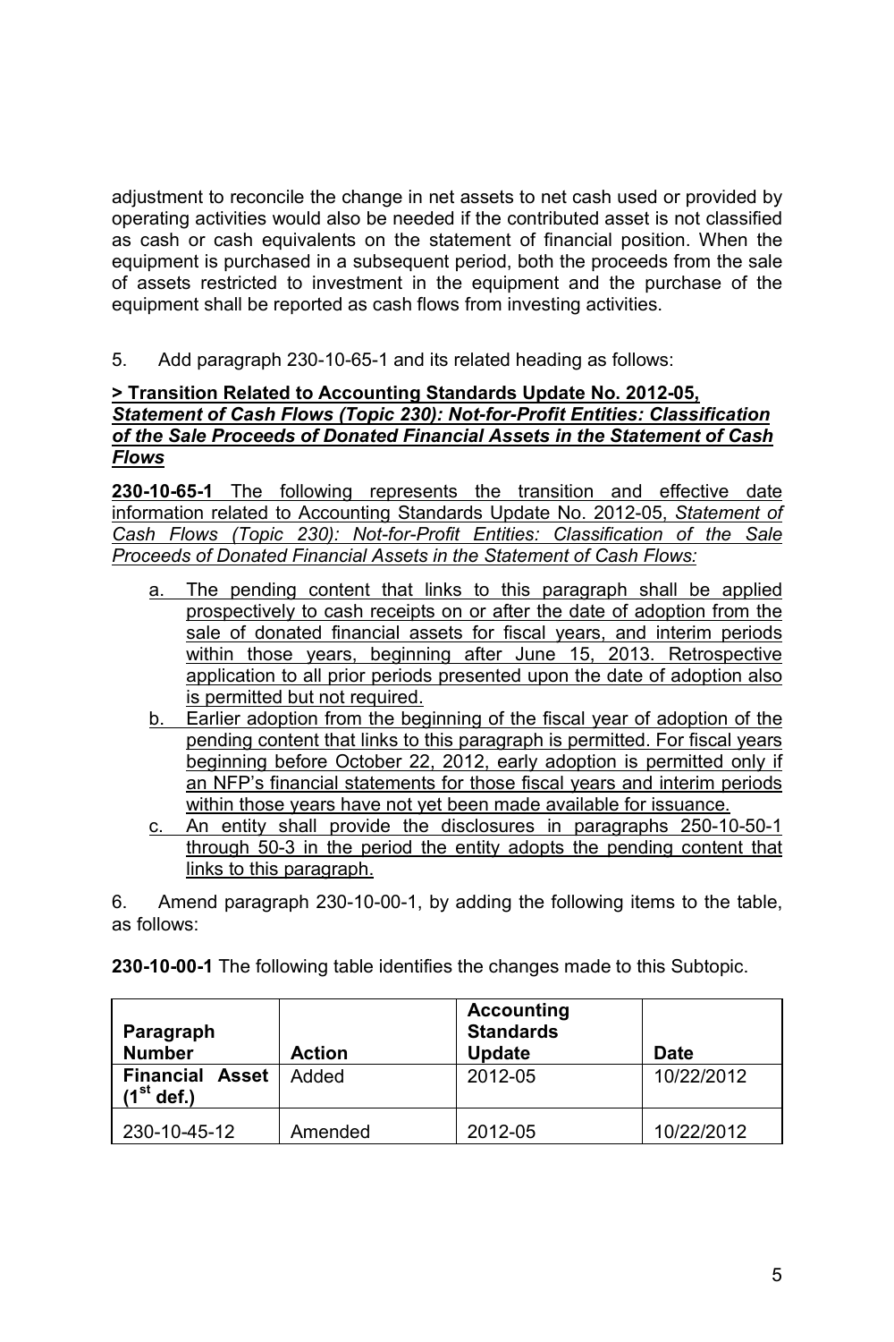adjustment to reconcile the change in net assets to net cash used or provided by operating activities would also be needed if the contributed asset is not classified as cash or cash equivalents on the statement of financial position. When the equipment is purchased in a subsequent period, both the proceeds from the sale of assets restricted to investment in the equipment and the purchase of the equipment shall be reported as cash flows from investing activities.

5. Add paragraph 230-10-65-1 and its related heading as follows:

**> Transition Related to Accounting Standards Update No. 2012-05, *Statement of Cash Flows (Topic 230): Not-for-Profit Entities: Classification of the Sale Proceeds of Donated Financial Assets in the Statement of Cash Flows***

**230-10-65-1** The following represents the transition and effective date information related to Accounting Standards Update No. 2012-05, *Statement of Cash Flows (Topic 230): Not-for-Profit Entities: Classification of the Sale Proceeds of Donated Financial Assets in the Statement of Cash Flows:*

a. The pending content that links to this paragraph shall be applied prospectively to cash receipts on or after the date of adoption from the sale of donated financial assets for fiscal years, and interim periods within those years, beginning after June 15, 2013. Retrospective application to all prior periods presented upon the date of adoption also is permitted but not required.
b. Earlier adoption from the beginning of the fiscal year of adoption of the pending content that links to this paragraph is permitted. For fiscal years beginning before October 22, 2012, early adoption is permitted only if an NFP's financial statements for those fiscal years and interim periods within those years have not yet been made available for issuance.
c. An entity shall provide the disclosures in paragraphs 250-10-50-1 through 50-3 in the period the entity adopts the pending content that links to this paragraph.

6. Amend paragraph 230-10-00-1, by adding the following items to the table, as follows:

**230-10-00-1** The following table identifies the changes made to this Subtopic.

| Paragraph Number | Action | Accounting Standards Update | Date |
|---|---|---|---|
| **Financial Asset (1st def.)** | Added | 2012-05 | 10/22/2012 |
| 230-10-45-12 | Amended | 2012-05 | 10/22/2012 |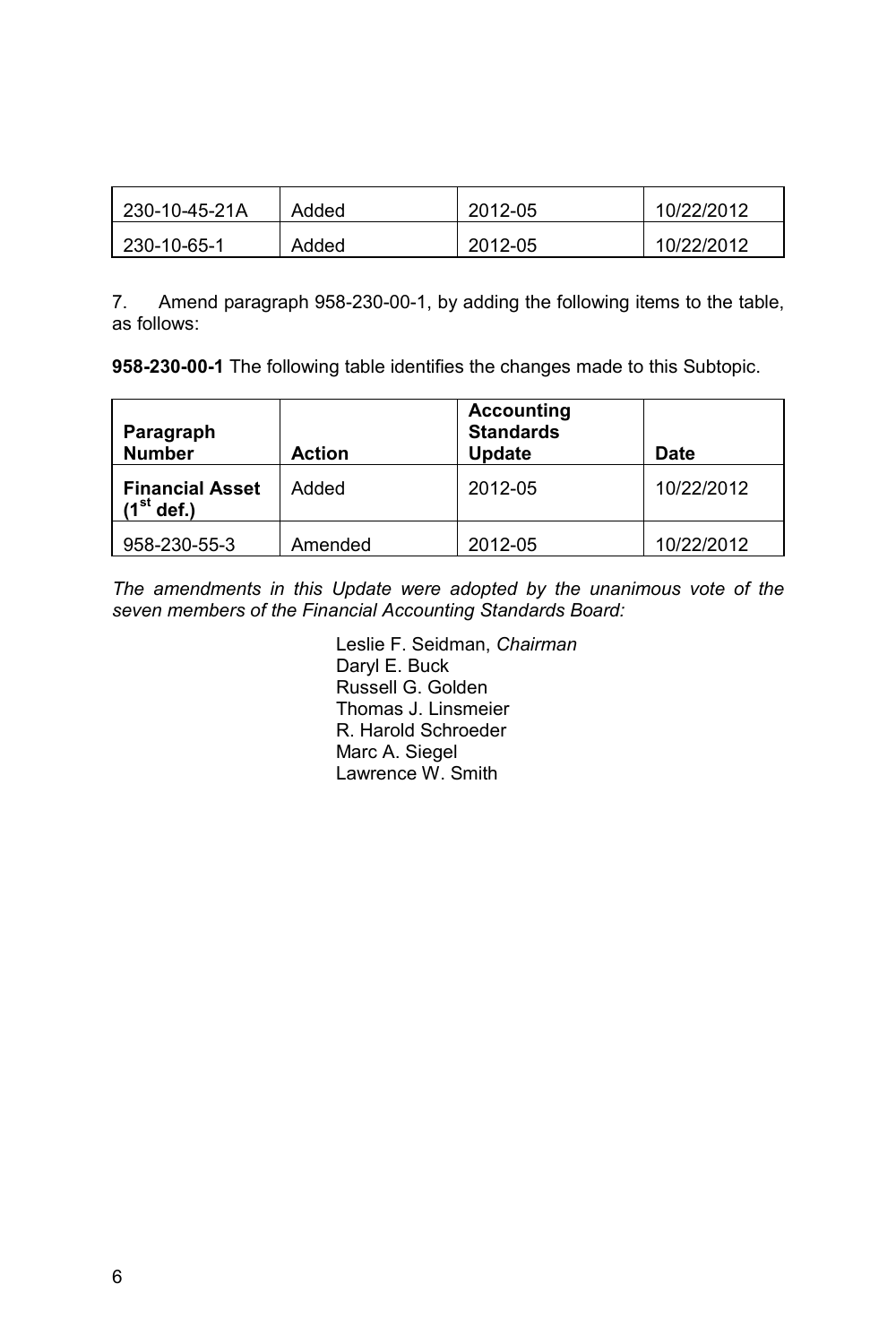| 230-10-45-21A | Added | 2012-05 | 10/22/2012 |
|---|---|---|---|
| 230-10-65-1 | Added | 2012-05 | 10/22/2012 |

7. Amend paragraph 958-230-00-1, by adding the following items to the table, as follows:

**958-230-00-1** The following table identifies the changes made to this Subtopic.

| Paragraph Number | Action | Accounting Standards Update | Date |
|---|---|---|---|
| **Financial Asset (1st def.)** | Added | 2012-05 | 10/22/2012 |
| 958-230-55-3 | Amended | 2012-05 | 10/22/2012 |

*The amendments in this Update were adopted by the unanimous vote of the seven members of the Financial Accounting Standards Board:*

Leslie F. Seidman, *Chairman*
Daryl E. Buck
Russell G. Golden
Thomas J. Linsmeier
R. Harold Schroeder
Marc A. Siegel
Lawrence W. Smith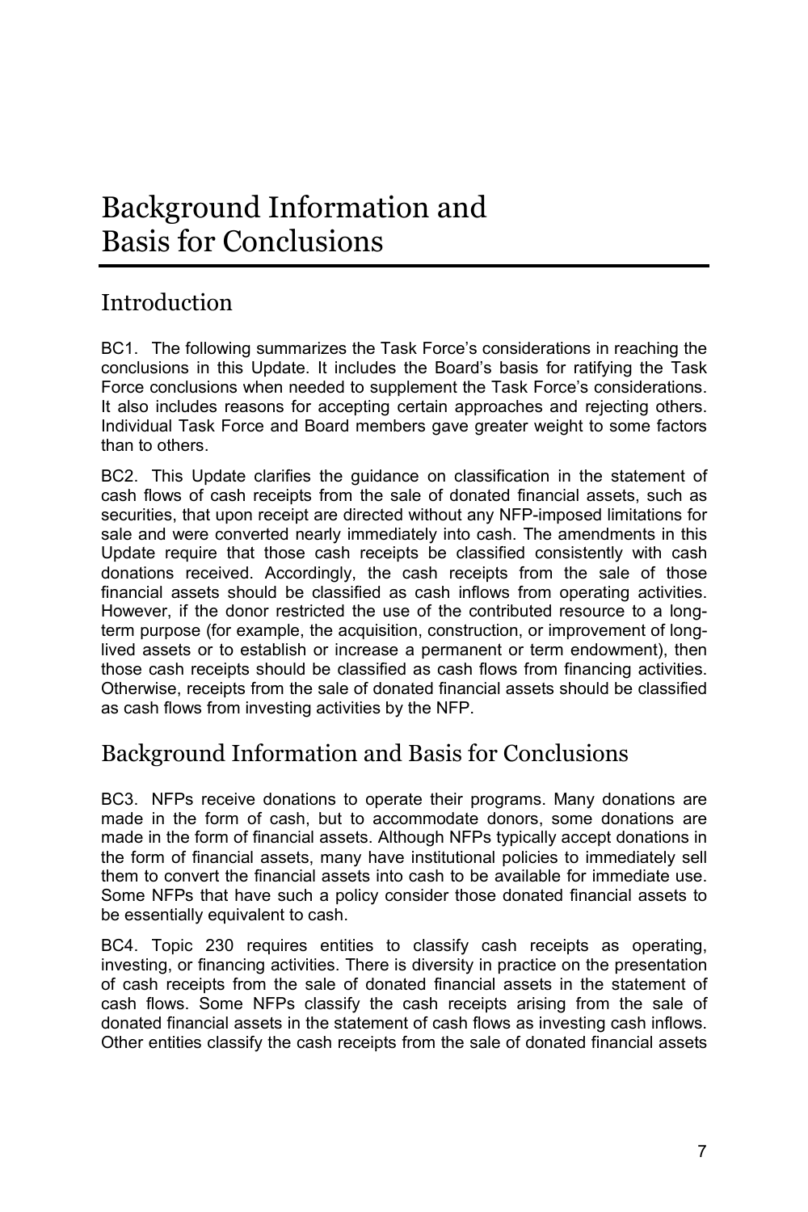# Background Information and Basis for Conclusions

## Introduction

BC1. The following summarizes the Task Force's considerations in reaching the conclusions in this Update. It includes the Board's basis for ratifying the Task Force conclusions when needed to supplement the Task Force's considerations. It also includes reasons for accepting certain approaches and rejecting others. Individual Task Force and Board members gave greater weight to some factors than to others.

BC2. This Update clarifies the guidance on classification in the statement of cash flows of cash receipts from the sale of donated financial assets, such as securities, that upon receipt are directed without any NFP-imposed limitations for sale and were converted nearly immediately into cash. The amendments in this Update require that those cash receipts be classified consistently with cash donations received. Accordingly, the cash receipts from the sale of those financial assets should be classified as cash inflows from operating activities. However, if the donor restricted the use of the contributed resource to a long-term purpose (for example, the acquisition, construction, or improvement of long-lived assets or to establish or increase a permanent or term endowment), then those cash receipts should be classified as cash flows from financing activities. Otherwise, receipts from the sale of donated financial assets should be classified as cash flows from investing activities by the NFP.

## Background Information and Basis for Conclusions

BC3. NFPs receive donations to operate their programs. Many donations are made in the form of cash, but to accommodate donors, some donations are made in the form of financial assets. Although NFPs typically accept donations in the form of financial assets, many have institutional policies to immediately sell them to convert the financial assets into cash to be available for immediate use. Some NFPs that have such a policy consider those donated financial assets to be essentially equivalent to cash.

BC4. Topic 230 requires entities to classify cash receipts as operating, investing, or financing activities. There is diversity in practice on the presentation of cash receipts from the sale of donated financial assets in the statement of cash flows. Some NFPs classify the cash receipts arising from the sale of donated financial assets in the statement of cash flows as investing cash inflows. Other entities classify the cash receipts from the sale of donated financial assets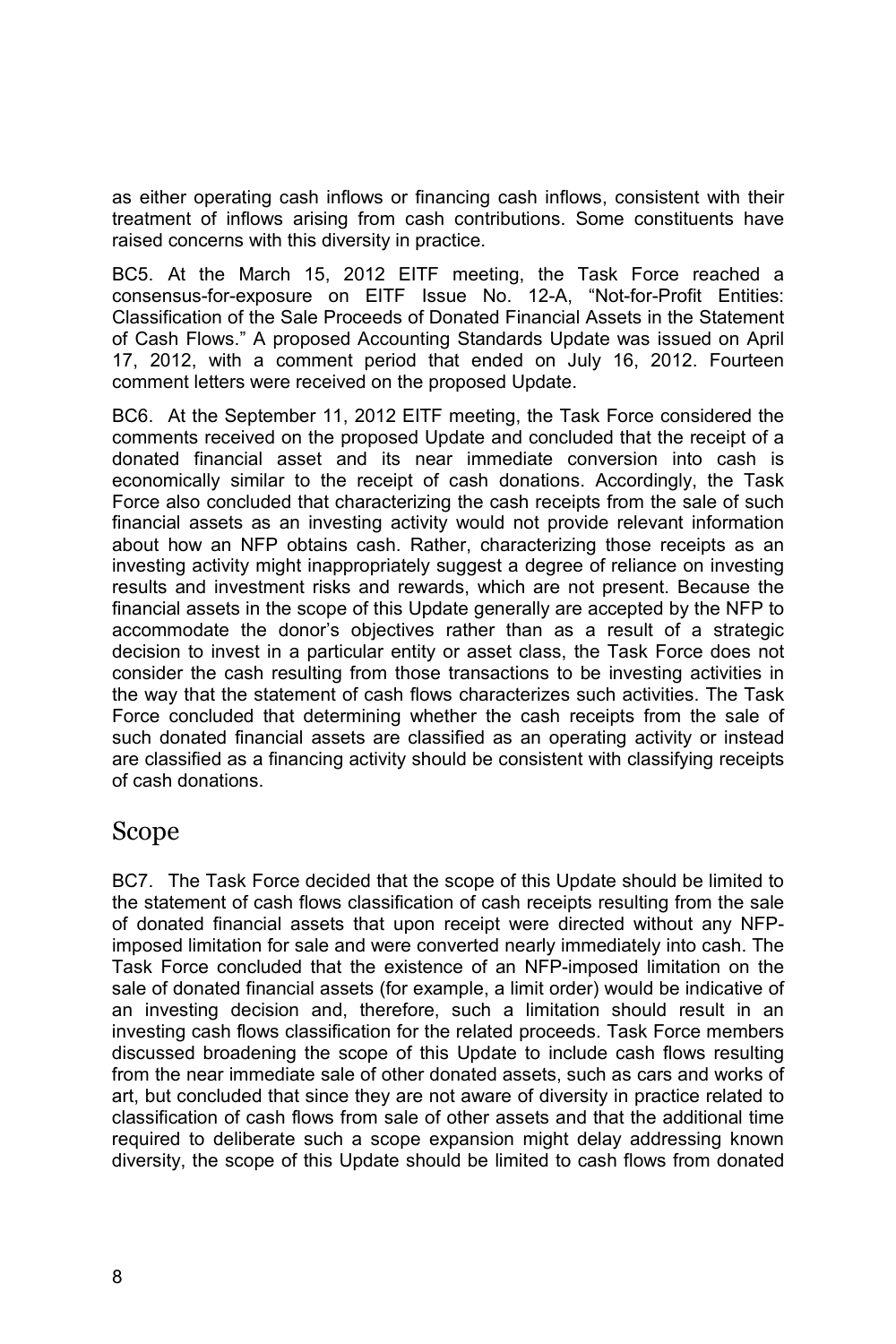as either operating cash inflows or financing cash inflows, consistent with their treatment of inflows arising from cash contributions. Some constituents have raised concerns with this diversity in practice.

BC5. At the March 15, 2012 EITF meeting, the Task Force reached a consensus-for-exposure on EITF Issue No. 12-A, "Not-for-Profit Entities: Classification of the Sale Proceeds of Donated Financial Assets in the Statement of Cash Flows." A proposed Accounting Standards Update was issued on April 17, 2012, with a comment period that ended on July 16, 2012. Fourteen comment letters were received on the proposed Update.

BC6. At the September 11, 2012 EITF meeting, the Task Force considered the comments received on the proposed Update and concluded that the receipt of a donated financial asset and its near immediate conversion into cash is economically similar to the receipt of cash donations. Accordingly, the Task Force also concluded that characterizing the cash receipts from the sale of such financial assets as an investing activity would not provide relevant information about how an NFP obtains cash. Rather, characterizing those receipts as an investing activity might inappropriately suggest a degree of reliance on investing results and investment risks and rewards, which are not present. Because the financial assets in the scope of this Update generally are accepted by the NFP to accommodate the donor's objectives rather than as a result of a strategic decision to invest in a particular entity or asset class, the Task Force does not consider the cash resulting from those transactions to be investing activities in the way that the statement of cash flows characterizes such activities. The Task Force concluded that determining whether the cash receipts from the sale of such donated financial assets are classified as an operating activity or instead are classified as a financing activity should be consistent with classifying receipts of cash donations.

## Scope

BC7. The Task Force decided that the scope of this Update should be limited to the statement of cash flows classification of cash receipts resulting from the sale of donated financial assets that upon receipt were directed without any NFP-imposed limitation for sale and were converted nearly immediately into cash. The Task Force concluded that the existence of an NFP-imposed limitation on the sale of donated financial assets (for example, a limit order) would be indicative of an investing decision and, therefore, such a limitation should result in an investing cash flows classification for the related proceeds. Task Force members discussed broadening the scope of this Update to include cash flows resulting from the near immediate sale of other donated assets, such as cars and works of art, but concluded that since they are not aware of diversity in practice related to classification of cash flows from sale of other assets and that the additional time required to deliberate such a scope expansion might delay addressing known diversity, the scope of this Update should be limited to cash flows from donated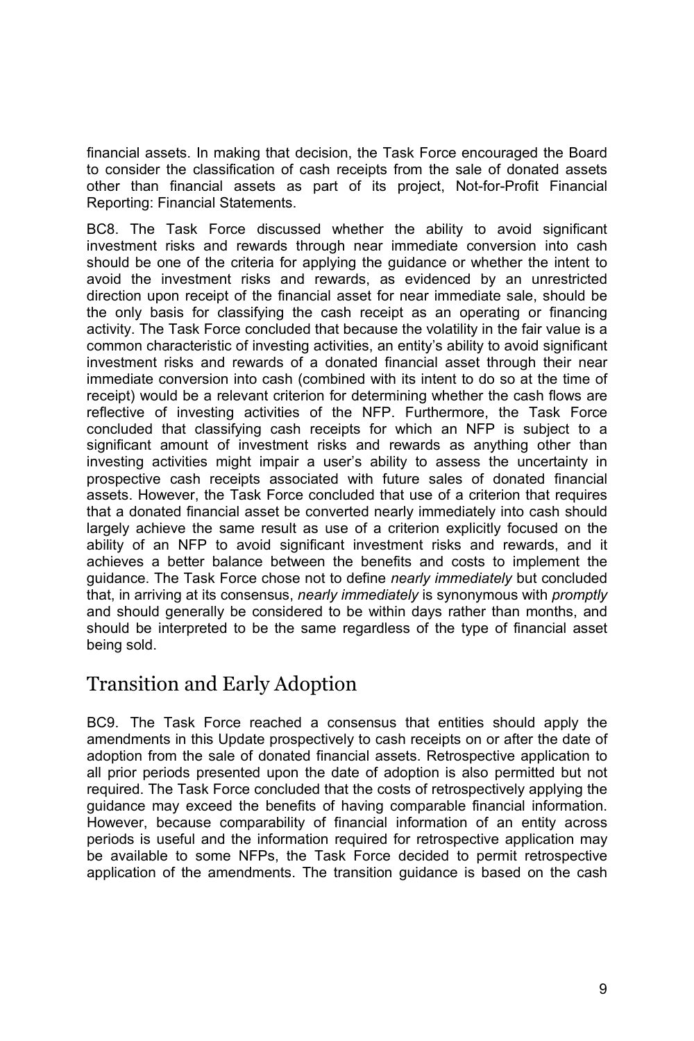financial assets. In making that decision, the Task Force encouraged the Board to consider the classification of cash receipts from the sale of donated assets other than financial assets as part of its project, Not-for-Profit Financial Reporting: Financial Statements.

BC8. The Task Force discussed whether the ability to avoid significant investment risks and rewards through near immediate conversion into cash should be one of the criteria for applying the guidance or whether the intent to avoid the investment risks and rewards, as evidenced by an unrestricted direction upon receipt of the financial asset for near immediate sale, should be the only basis for classifying the cash receipt as an operating or financing activity. The Task Force concluded that because the volatility in the fair value is a common characteristic of investing activities, an entity's ability to avoid significant investment risks and rewards of a donated financial asset through their near immediate conversion into cash (combined with its intent to do so at the time of receipt) would be a relevant criterion for determining whether the cash flows are reflective of investing activities of the NFP. Furthermore, the Task Force concluded that classifying cash receipts for which an NFP is subject to a significant amount of investment risks and rewards as anything other than investing activities might impair a user's ability to assess the uncertainty in prospective cash receipts associated with future sales of donated financial assets. However, the Task Force concluded that use of a criterion that requires that a donated financial asset be converted nearly immediately into cash should largely achieve the same result as use of a criterion explicitly focused on the ability of an NFP to avoid significant investment risks and rewards, and it achieves a better balance between the benefits and costs to implement the guidance. The Task Force chose not to define *nearly immediately* but concluded that, in arriving at its consensus, *nearly immediately* is synonymous with *promptly* and should generally be considered to be within days rather than months, and should be interpreted to be the same regardless of the type of financial asset being sold.

## Transition and Early Adoption

BC9. The Task Force reached a consensus that entities should apply the amendments in this Update prospectively to cash receipts on or after the date of adoption from the sale of donated financial assets. Retrospective application to all prior periods presented upon the date of adoption is also permitted but not required. The Task Force concluded that the costs of retrospectively applying the guidance may exceed the benefits of having comparable financial information. However, because comparability of financial information of an entity across periods is useful and the information required for retrospective application may be available to some NFPs, the Task Force decided to permit retrospective application of the amendments. The transition guidance is based on the cash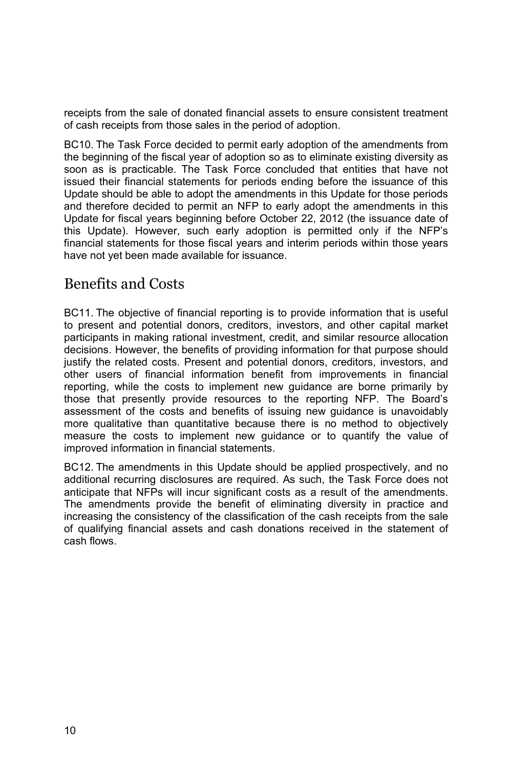receipts from the sale of donated financial assets to ensure consistent treatment of cash receipts from those sales in the period of adoption.

BC10. The Task Force decided to permit early adoption of the amendments from the beginning of the fiscal year of adoption so as to eliminate existing diversity as soon as is practicable. The Task Force concluded that entities that have not issued their financial statements for periods ending before the issuance of this Update should be able to adopt the amendments in this Update for those periods and therefore decided to permit an NFP to early adopt the amendments in this Update for fiscal years beginning before October 22, 2012 (the issuance date of this Update). However, such early adoption is permitted only if the NFP's financial statements for those fiscal years and interim periods within those years have not yet been made available for issuance.

## Benefits and Costs

BC11. The objective of financial reporting is to provide information that is useful to present and potential donors, creditors, investors, and other capital market participants in making rational investment, credit, and similar resource allocation decisions. However, the benefits of providing information for that purpose should justify the related costs. Present and potential donors, creditors, investors, and other users of financial information benefit from improvements in financial reporting, while the costs to implement new guidance are borne primarily by those that presently provide resources to the reporting NFP. The Board's assessment of the costs and benefits of issuing new guidance is unavoidably more qualitative than quantitative because there is no method to objectively measure the costs to implement new guidance or to quantify the value of improved information in financial statements.

BC12. The amendments in this Update should be applied prospectively, and no additional recurring disclosures are required. As such, the Task Force does not anticipate that NFPs will incur significant costs as a result of the amendments. The amendments provide the benefit of eliminating diversity in practice and increasing the consistency of the classification of the cash receipts from the sale of qualifying financial assets and cash donations received in the statement of cash flows.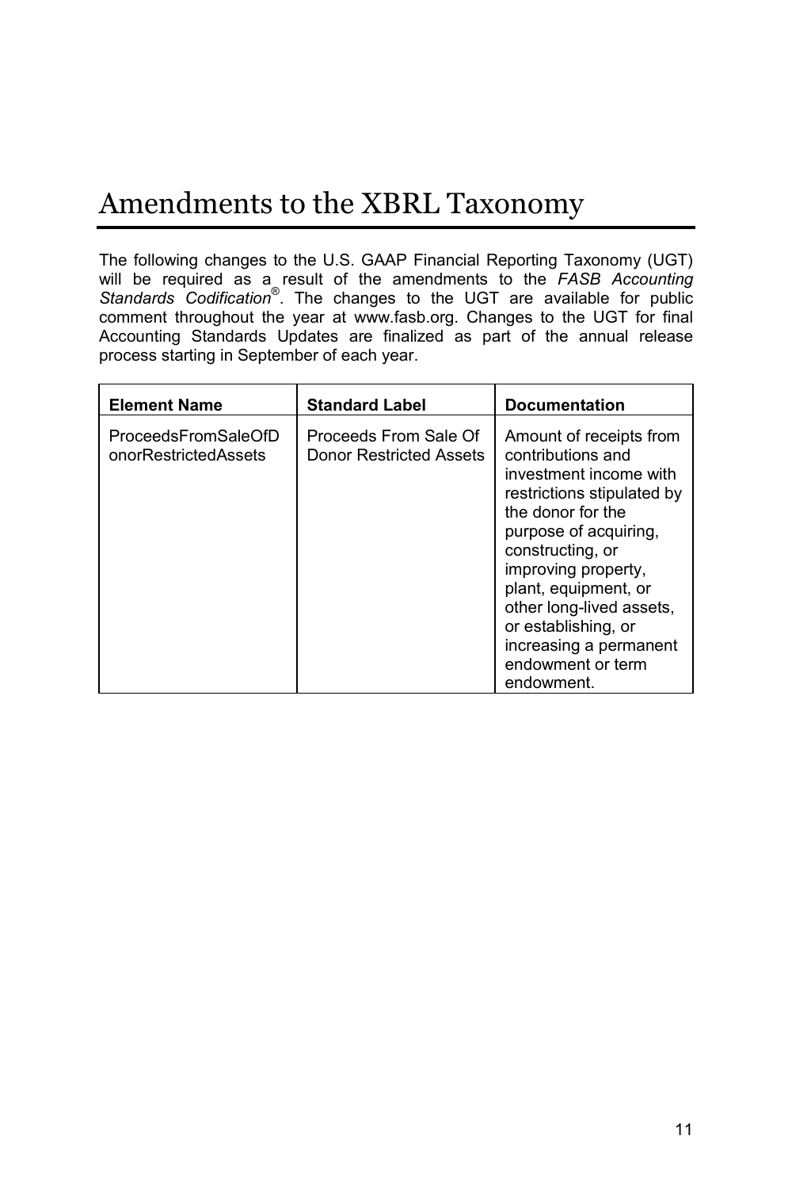# Amendments to the XBRL Taxonomy

The following changes to the U.S. GAAP Financial Reporting Taxonomy (UGT) will be required as a result of the amendments to the *FASB Accounting Standards Codification*®. The changes to the UGT are available for public comment throughout the year at www.fasb.org. Changes to the UGT for final Accounting Standards Updates are finalized as part of the annual release process starting in September of each year.

| Element Name | Standard Label | Documentation |
|---|---|---|
| ProceedsFromSaleOfDonorRestrictedAssets | Proceeds From Sale Of Donor Restricted Assets | Amount of receipts from contributions and investment income with restrictions stipulated by the donor for the purpose of acquiring, constructing, or improving property, plant, equipment, or other long-lived assets, or establishing, or increasing a permanent endowment or term endowment. |